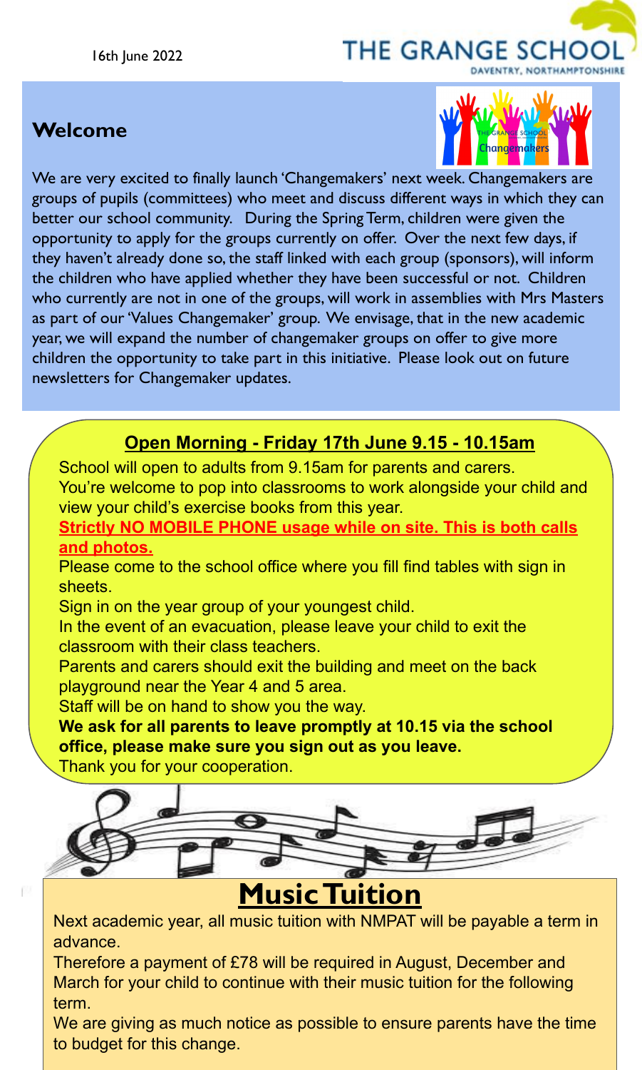16th June 2022

THE GRANGE SCHOOL
DAVENTRY, NORTHAMPTONSHIRE

## Welcome

We are very excited to finally launch 'Changemakers' next week. Changemakers are groups of pupils (committees) who meet and discuss different ways in which they can better our school community. During the Spring Term, children were given the opportunity to apply for the groups currently on offer. Over the next few days, if they haven't already done so, the staff linked with each group (sponsors), will inform the children who have applied whether they have been successful or not. Children who currently are not in one of the groups, will work in assemblies with Mrs Masters as part of our 'Values Changemaker' group. We envisage, that in the new academic year, we will expand the number of changemaker groups on offer to give more children the opportunity to take part in this initiative. Please look out on future newsletters for Changemaker updates.

## Open Morning - Friday 17th June 9.15 - 10.15am

School will open to adults from 9.15am for parents and carers.
You're welcome to pop into classrooms to work alongside your child and view your child's exercise books from this year.

**Strictly NO MOBILE PHONE usage while on site. This is both calls and photos.**

Please come to the school office where you fill find tables with sign in sheets.
Sign in on the year group of your youngest child.
In the event of an evacuation, please leave your child to exit the classroom with their class teachers.
Parents and carers should exit the building and meet on the back playground near the Year 4 and 5 area.
Staff will be on hand to show you the way.

**We ask for all parents to leave promptly at 10.15 via the school office, please make sure you sign out as you leave.**

Thank you for your cooperation.

## Music Tuition

Next academic year, all music tuition with NMPAT will be payable a term in advance.
Therefore a payment of £78 will be required in August, December and March for your child to continue with their music tuition for the following term.
We are giving as much notice as possible to ensure parents have the time to budget for this change.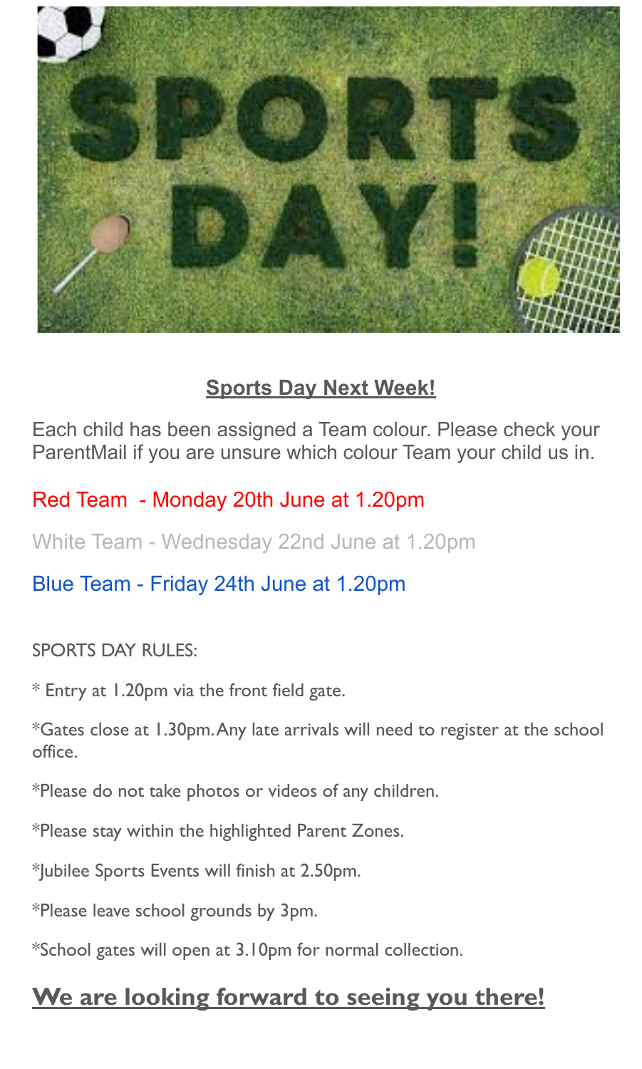## Sports Day Next Week!

Each child has been assigned a Team colour. Please check your ParentMail if you are unsure which colour Team your child us in.

Red Team - Monday 20th June at 1.20pm

White Team - Wednesday 22nd June at 1.20pm

Blue Team - Friday 24th June at 1.20pm

SPORTS DAY RULES:

* Entry at 1.20pm via the front field gate.

*Gates close at 1.30pm. Any late arrivals will need to register at the school office.

*Please do not take photos or videos of any children.

*Please stay within the highlighted Parent Zones.

*Jubilee Sports Events will finish at 2.50pm.

*Please leave school grounds by 3pm.

*School gates will open at 3.10pm for normal collection.

## We are looking forward to seeing you there!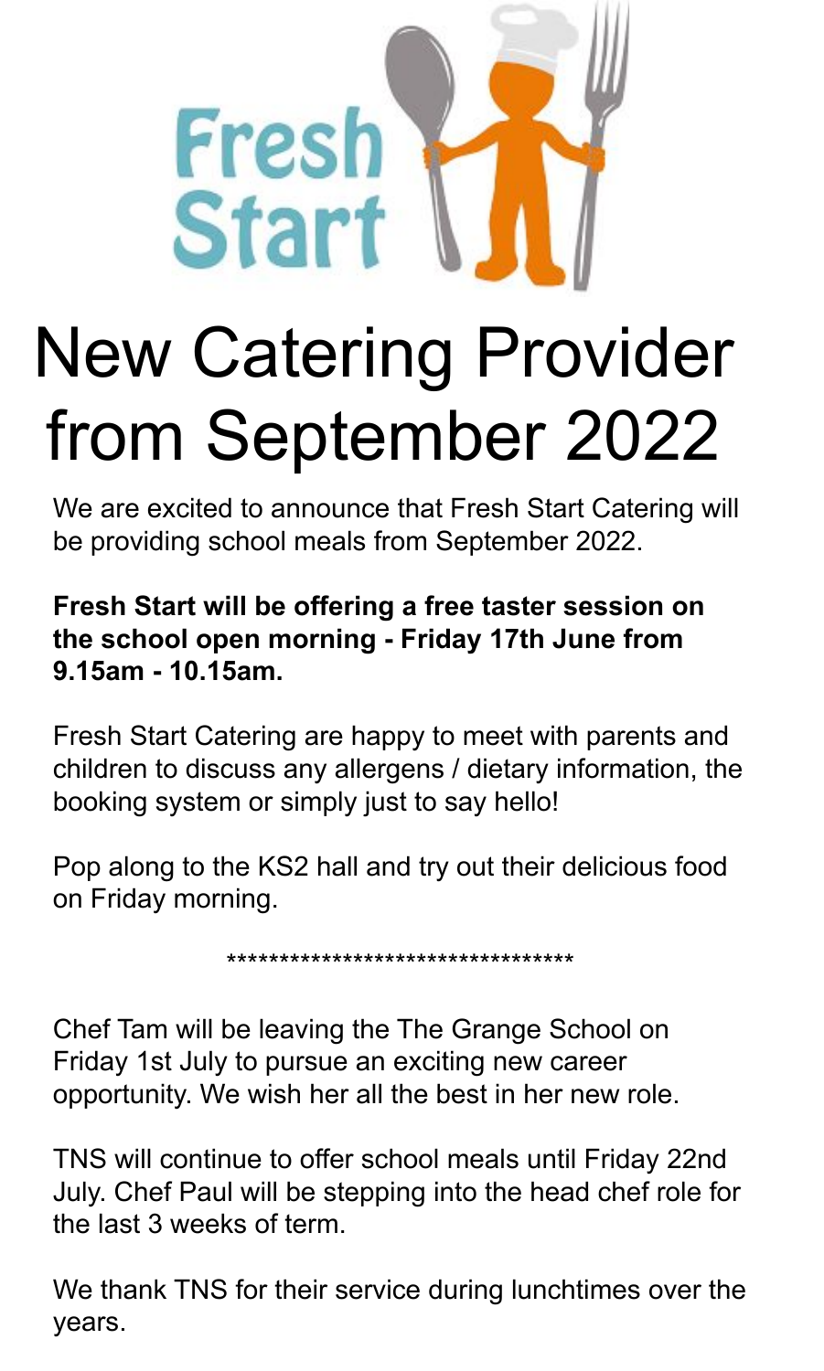Fresh Start

# New Catering Provider from September 2022

We are excited to announce that Fresh Start Catering will be providing school meals from September 2022.

**Fresh Start will be offering a free taster session on the school open morning - Friday 17th June from 9.15am - 10.15am.**

Fresh Start Catering are happy to meet with parents and children to discuss any allergens / dietary information, the booking system or simply just to say hello!

Pop along to the KS2 hall and try out their delicious food on Friday morning.

*********************************

Chef Tam will be leaving the The Grange School on Friday 1st July to pursue an exciting new career opportunity. We wish her all the best in her new role.

TNS will continue to offer school meals until Friday 22nd July. Chef Paul will be stepping into the head chef role for the last 3 weeks of term.

We thank TNS for their service during lunchtimes over the years.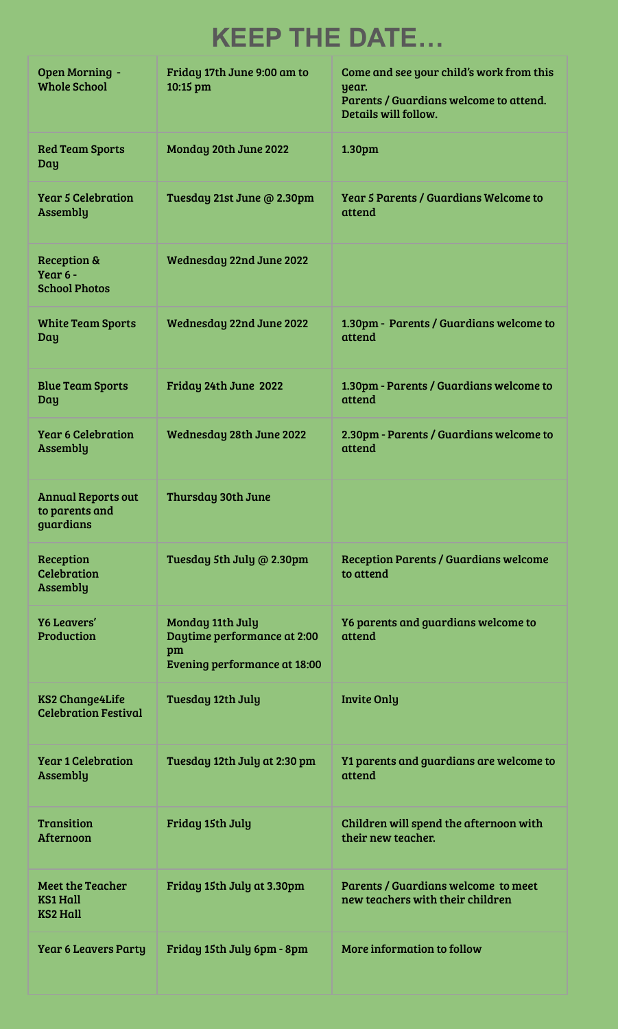# KEEP THE DATE…

| | | |
|---|---|---|
| Open Morning - Whole School | Friday 17th June 9:00 am to 10:15 pm | Come and see your child's work from this year.<br>Parents / Guardians welcome to attend. Details will follow. |
| Red Team Sports Day | Monday 20th June 2022 | 1.30pm |
| Year 5 Celebration Assembly | Tuesday 21st June @ 2.30pm | Year 5 Parents / Guardians Welcome to attend |
| Reception & Year 6 - School Photos | Wednesday 22nd June 2022 | |
| White Team Sports Day | Wednesday 22nd June 2022 | 1.30pm - Parents / Guardians welcome to attend |
| Blue Team Sports Day | Friday 24th June 2022 | 1.30pm - Parents / Guardians welcome to attend |
| Year 6 Celebration Assembly | Wednesday 28th June 2022 | 2.30pm - Parents / Guardians welcome to attend |
| Annual Reports out to parents and guardians | Thursday 30th June | |
| Reception Celebration Assembly | Tuesday 5th July @ 2.30pm | Reception Parents / Guardians welcome to attend |
| Y6 Leavers' Production | Monday 11th July<br>Daytime performance at 2:00 pm<br>Evening performance at 18:00 | Y6 parents and guardians welcome to attend |
| KS2 Change4Life Celebration Festival | Tuesday 12th July | Invite Only |
| Year 1 Celebration Assembly | Tuesday 12th July at 2:30 pm | Y1 parents and guardians are welcome to attend |
| Transition Afternoon | Friday 15th July | Children will spend the afternoon with their new teacher. |
| Meet the Teacher<br>KS1 Hall<br>KS2 Hall | Friday 15th July at 3.30pm | Parents / Guardians welcome to meet new teachers with their children |
| Year 6 Leavers Party | Friday 15th July 6pm - 8pm | More information to follow |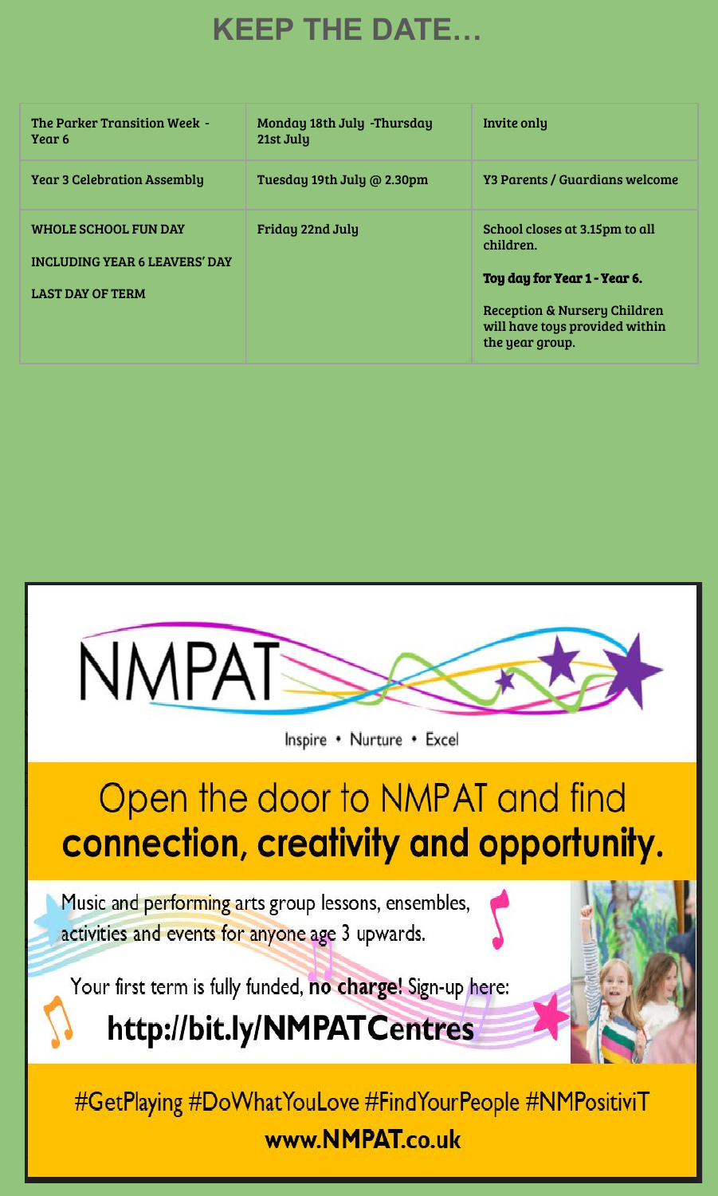# KEEP THE DATE…

| | | |
|---|---|---|
| The Parker Transition Week - Year 6 | Monday 18th July -Thursday 21st July | Invite only |
| Year 3 Celebration Assembly | Tuesday 19th July @ 2.30pm | Y3 Parents / Guardians welcome |
| WHOLE SCHOOL FUN DAY<br><br>INCLUDING YEAR 6 LEAVERS' DAY<br><br>LAST DAY OF TERM | Friday 22nd July | School closes at 3.15pm to all children.<br><br>**Toy day for Year 1 - Year 6.**<br><br>Reception & Nursery Children will have toys provided within the year group. |

NMPAT

Inspire • Nurture • Excel

Open the door to NMPAT and find **connection, creativity and opportunity.**

Music and performing arts group lessons, ensembles, activities and events for anyone age 3 upwards.

Your first term is fully funded, **no charge!** Sign-up here:

**http://bit.ly/NMPATCentres**

#GetPlaying #DoWhatYouLove #FindYourPeople #NMPositiviT

**www.NMPAT.co.uk**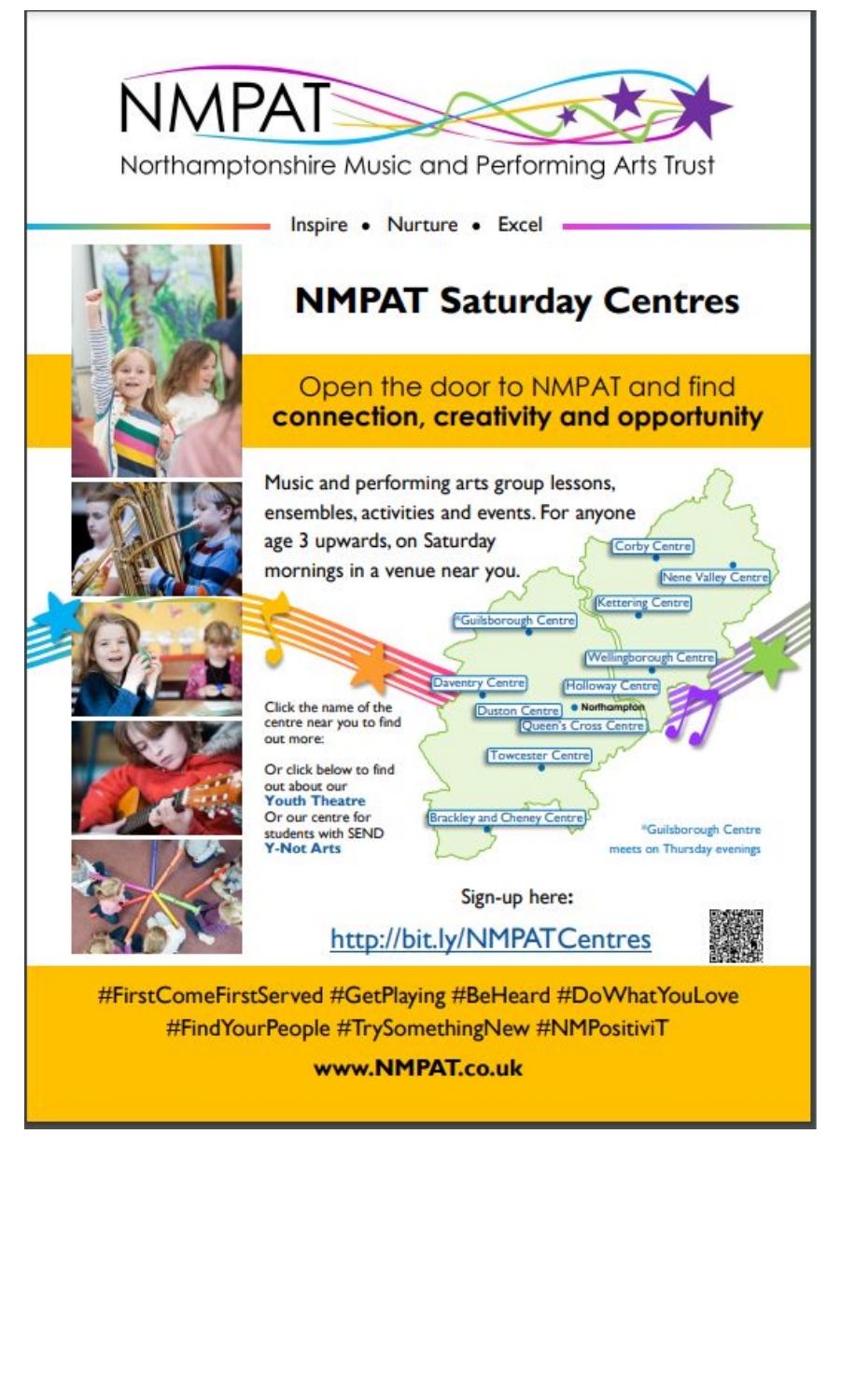# NMPAT

Northamptonshire Music and Performing Arts Trust

Inspire • Nurture • Excel

## NMPAT Saturday Centres

Open the door to NMPAT and find
**connection, creativity and opportunity**

Music and performing arts group lessons, ensembles, activities and events. For anyone age 3 upwards, on Saturday mornings in a venue near you.

- Corby Centre
- Nene Valley Centre
- Kettering Centre
- *Guilsborough Centre
- Wellingborough Centre
- Daventry Centre
- Holloway Centre
- Duston Centre
- Northampton
- Queen's Cross Centre
- Towcester Centre
- Brackley and Cheney Centre

*Guilsborough Centre meets on Thursday evenings

Click the name of the centre near you to find out more:

Or click below to find out about our
**Youth Theatre**
Or our centre for students with SEND
**Y-Not Arts**

Sign-up here:

http://bit.ly/NMPATCentres

#FirstComeFirstServed #GetPlaying #BeHeard #DoWhatYouLove #FindYourPeople #TrySomethingNew #NMPositiviT

**www.NMPAT.co.uk**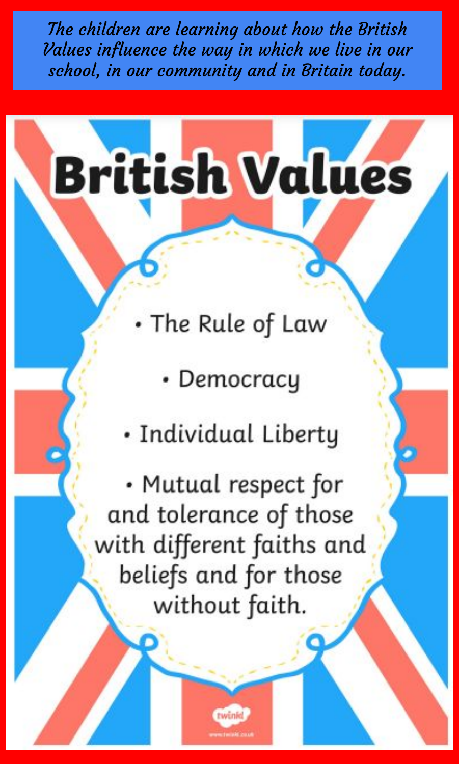*The children are learning about how the British Values influence the way in which we live in our school, in our community and in Britain today.*

# British Values

- The Rule of Law
- Democracy
- Individual Liberty
- Mutual respect for and tolerance of those with different faiths and beliefs and for those without faith.

twinkl

www.twinkl.co.uk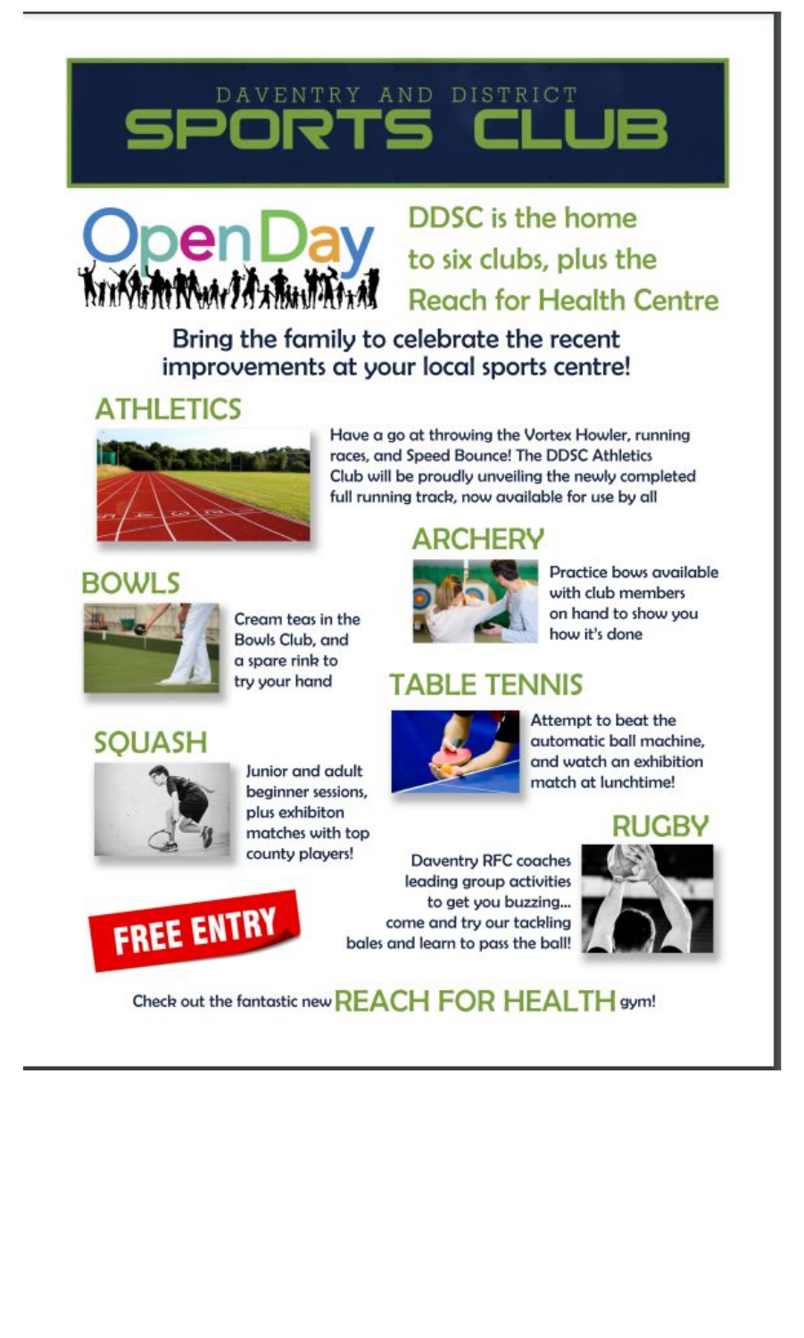# DAVENTRY AND DISTRICT SPORTS CLUB

## Open Day

**DDSC is the home to six clubs, plus the Reach for Health Centre**

**Bring the family to celebrate the recent improvements at your local sports centre!**

### ATHLETICS

Have a go at throwing the Vortex Howler, running races, and Speed Bounce! The DDSC Athletics Club will be proudly unveiling the newly completed full running track, now available for use by all

### ARCHERY

Practice bows available with club members on hand to show you how it's done

### BOWLS

Cream teas in the Bowls Club, and a spare rink to try your hand

### TABLE TENNIS

Attempt to beat the automatic ball machine, and watch an exhibition match at lunchtime!

### SQUASH

Junior and adult beginner sessions, plus exhibiton matches with top county players!

### RUGBY

Daventry RFC coaches leading group activities to get you buzzing... come and try our tackling bales and learn to pass the ball!

**FREE ENTRY**

Check out the fantastic new **REACH FOR HEALTH** gym!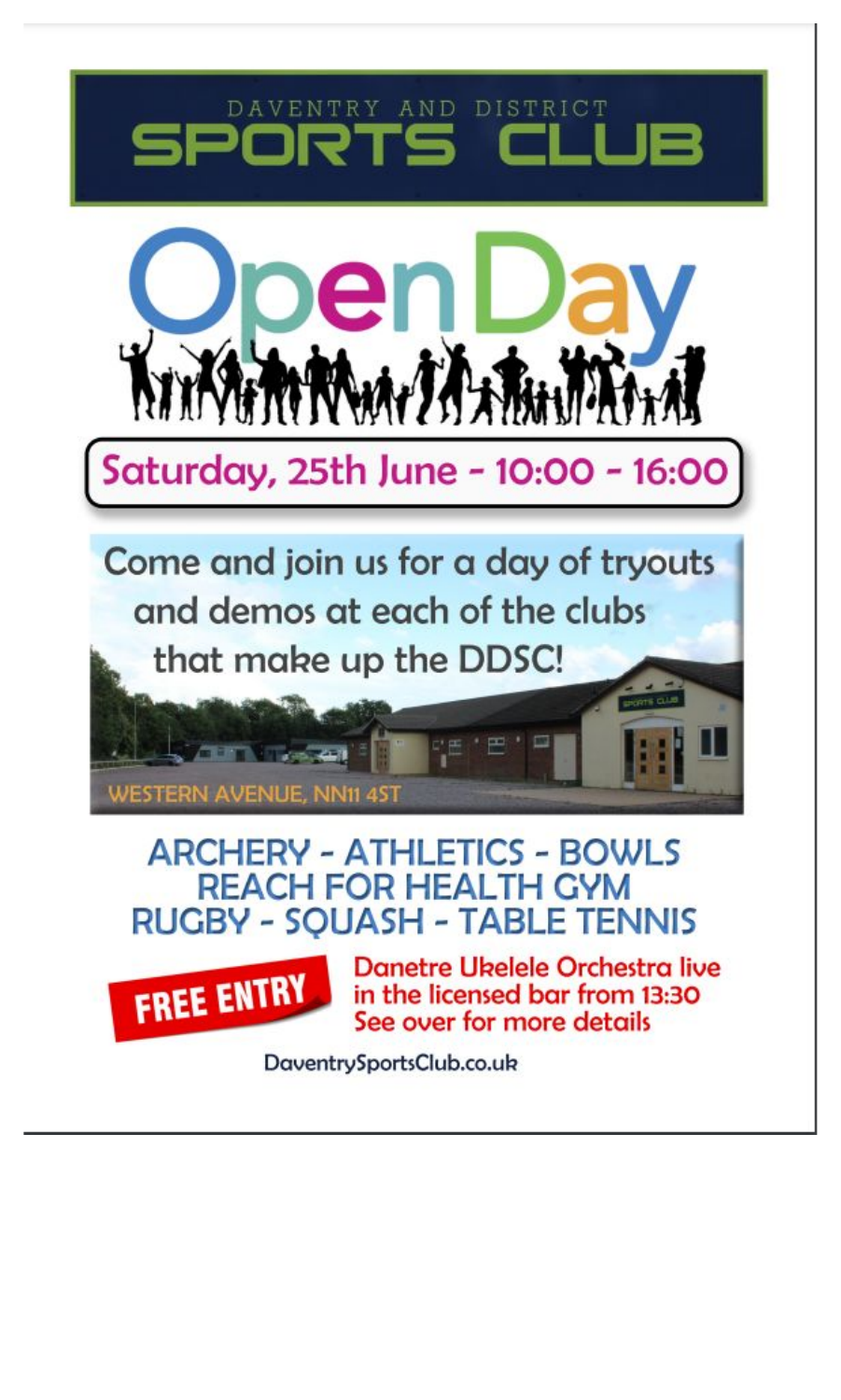# DAVENTRY AND DISTRICT SPORTS CLUB

# Open Day

**Saturday, 25th June - 10:00 - 16:00**

Come and join us for a day of tryouts and demos at each of the clubs that make up the DDSC!

WESTERN AVENUE, NN11 4ST

## ARCHERY - ATHLETICS - BOWLS
## REACH FOR HEALTH GYM
## RUGBY - SQUASH - TABLE TENNIS

**FREE ENTRY**

Danetre Ukelele Orchestra live in the licensed bar from 13:30
See over for more details

DaventrySportsClub.co.uk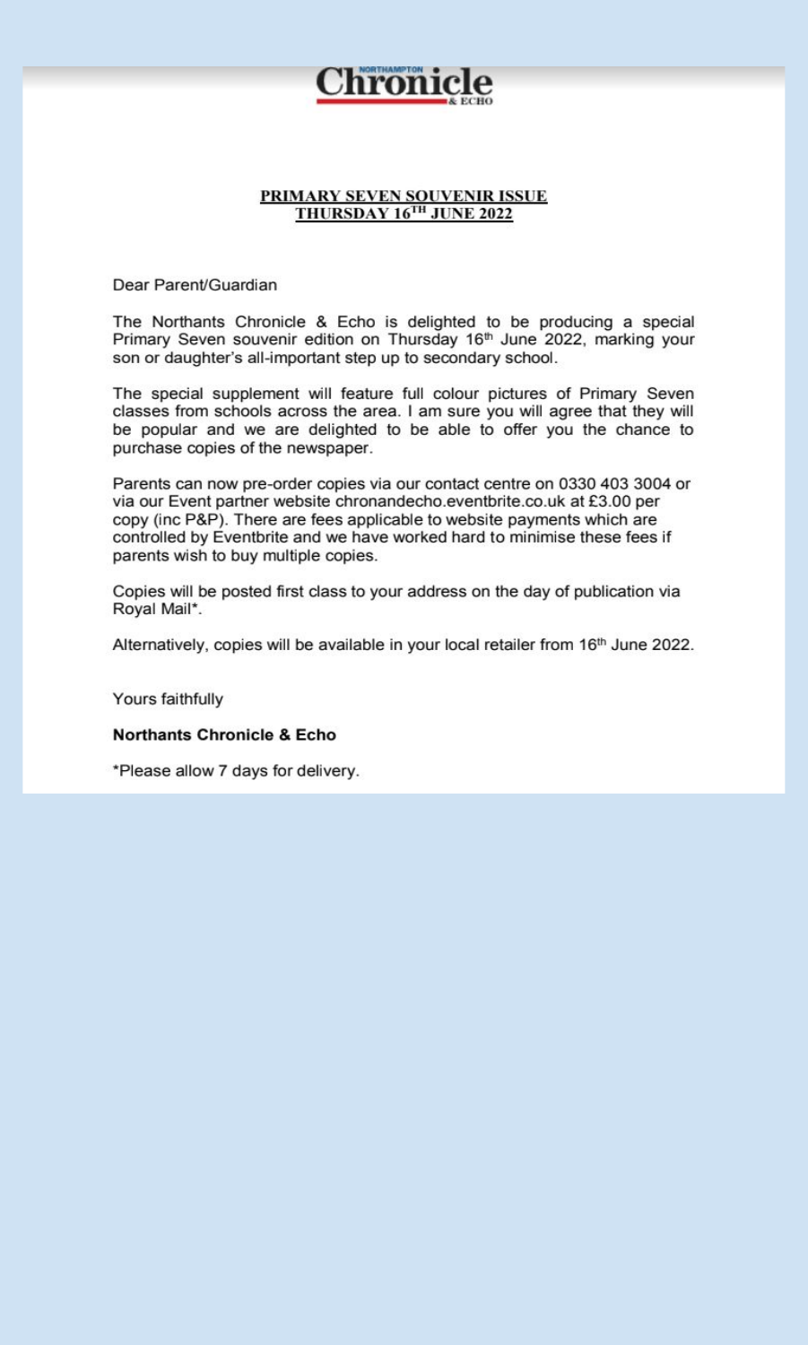NORTHAMPTON **Chronicle** & ECHO

**PRIMARY SEVEN SOUVENIR ISSUE**
**THURSDAY 16TH JUNE 2022**

Dear Parent/Guardian

The Northants Chronicle & Echo is delighted to be producing a special Primary Seven souvenir edition on Thursday 16th June 2022, marking your son or daughter's all-important step up to secondary school.

The special supplement will feature full colour pictures of Primary Seven classes from schools across the area. I am sure you will agree that they will be popular and we are delighted to be able to offer you the chance to purchase copies of the newspaper.

Parents can now pre-order copies via our contact centre on 0330 403 3004 or via our Event partner website chronandecho.eventbrite.co.uk at £3.00 per copy (inc P&P). There are fees applicable to website payments which are controlled by Eventbrite and we have worked hard to minimise these fees if parents wish to buy multiple copies.

Copies will be posted first class to your address on the day of publication via Royal Mail*.

Alternatively, copies will be available in your local retailer from 16th June 2022.

Yours faithfully

**Northants Chronicle & Echo**

*Please allow 7 days for delivery.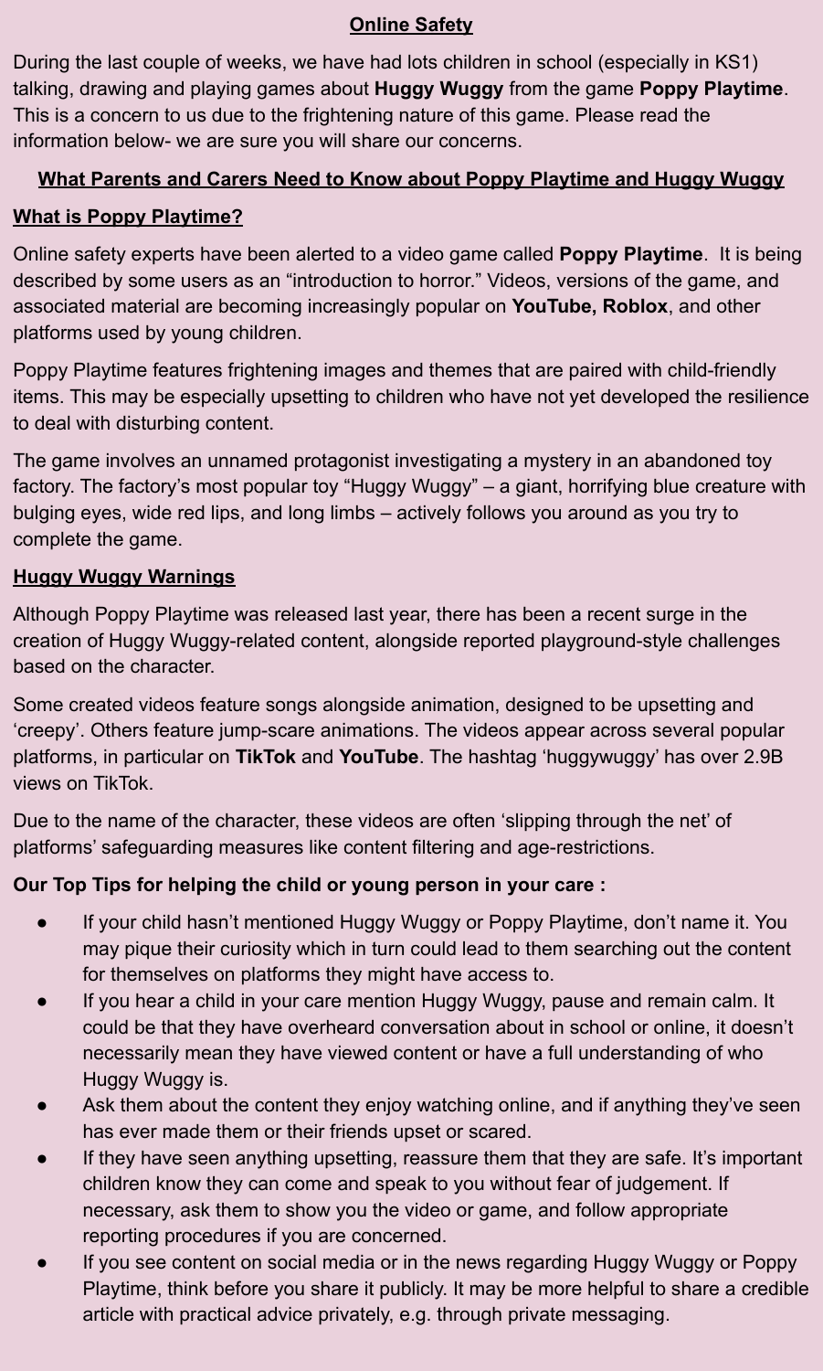## Online Safety

During the last couple of weeks, we have had lots children in school (especially in KS1) talking, drawing and playing games about **Huggy Wuggy** from the game **Poppy Playtime**. This is a concern to us due to the frightening nature of this game. Please read the information below- we are sure you will share our concerns.

### What Parents and Carers Need to Know about Poppy Playtime and Huggy Wuggy

#### What is Poppy Playtime?

Online safety experts have been alerted to a video game called **Poppy Playtime**. It is being described by some users as an "introduction to horror." Videos, versions of the game, and associated material are becoming increasingly popular on **YouTube, Roblox**, and other platforms used by young children.

Poppy Playtime features frightening images and themes that are paired with child-friendly items. This may be especially upsetting to children who have not yet developed the resilience to deal with disturbing content.

The game involves an unnamed protagonist investigating a mystery in an abandoned toy factory. The factory's most popular toy "Huggy Wuggy" – a giant, horrifying blue creature with bulging eyes, wide red lips, and long limbs – actively follows you around as you try to complete the game.

#### Huggy Wuggy Warnings

Although Poppy Playtime was released last year, there has been a recent surge in the creation of Huggy Wuggy-related content, alongside reported playground-style challenges based on the character.

Some created videos feature songs alongside animation, designed to be upsetting and 'creepy'. Others feature jump-scare animations. The videos appear across several popular platforms, in particular on **TikTok** and **YouTube**. The hashtag 'huggywuggy' has over 2.9B views on TikTok.

Due to the name of the character, these videos are often 'slipping through the net' of platforms' safeguarding measures like content filtering and age-restrictions.

**Our Top Tips for helping the child or young person in your care :**

- If your child hasn't mentioned Huggy Wuggy or Poppy Playtime, don't name it. You may pique their curiosity which in turn could lead to them searching out the content for themselves on platforms they might have access to.
- If you hear a child in your care mention Huggy Wuggy, pause and remain calm. It could be that they have overheard conversation about in school or online, it doesn't necessarily mean they have viewed content or have a full understanding of who Huggy Wuggy is.
- Ask them about the content they enjoy watching online, and if anything they've seen has ever made them or their friends upset or scared.
- If they have seen anything upsetting, reassure them that they are safe. It's important children know they can come and speak to you without fear of judgement. If necessary, ask them to show you the video or game, and follow appropriate reporting procedures if you are concerned.
- If you see content on social media or in the news regarding Huggy Wuggy or Poppy Playtime, think before you share it publicly. It may be more helpful to share a credible article with practical advice privately, e.g. through private messaging.